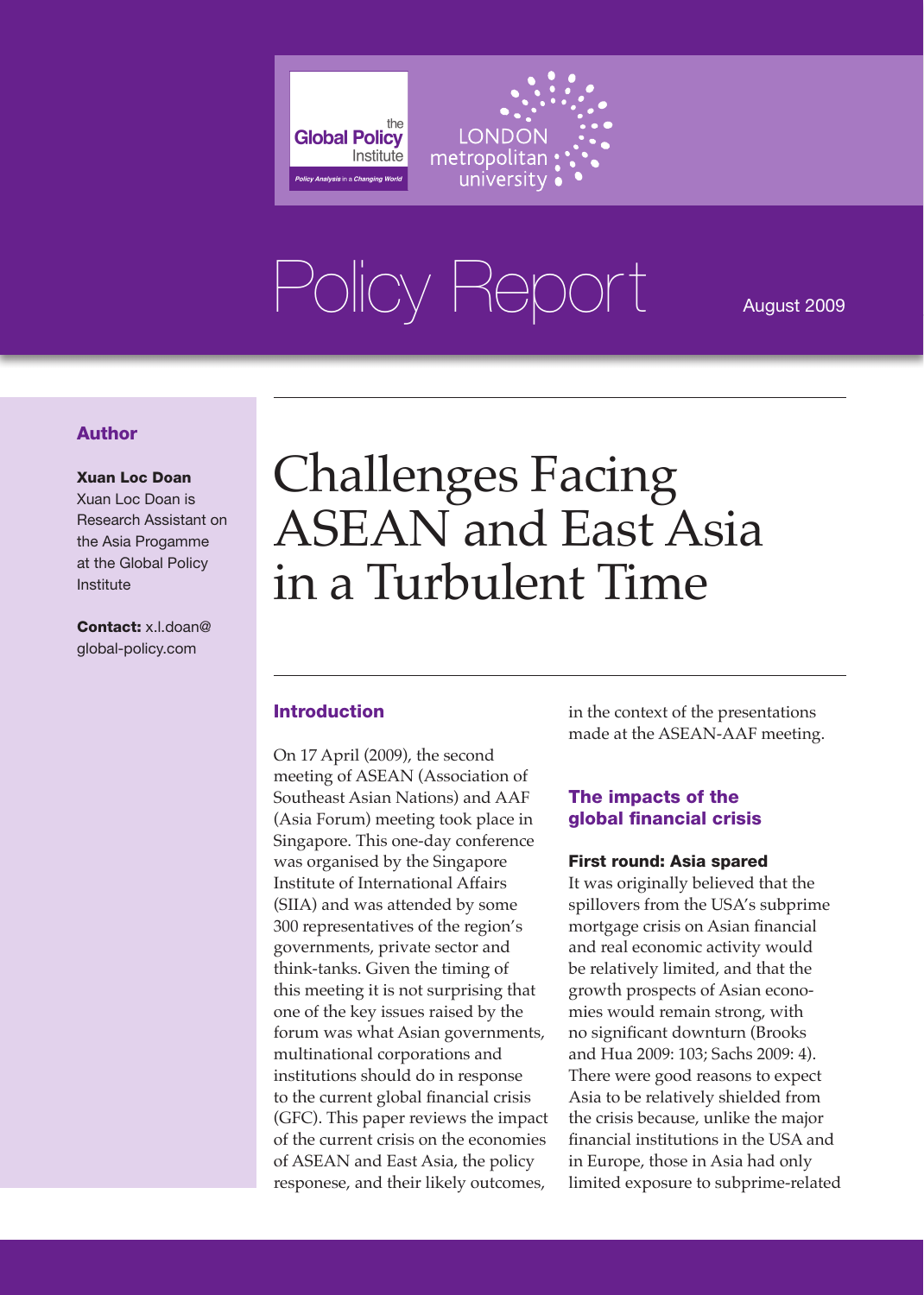the Global Policy Institute — Policy Analysis in a Changing World

LONDON metropolitan university

Policy Report

August 2009

# Challenges Facing ASEAN and East Asia in a Turbulent Time

**Author**

**Xuan Loc Doan**
Xuan Loc Doan is Research Assistant on the Asia Progamme at the Global Policy Institute

**Contact:** x.l.doan@global-policy.com

## Introduction

On 17 April (2009), the second meeting of ASEAN (Association of Southeast Asian Nations) and AAF (Asia Forum) meeting took place in Singapore. This one-day conference was organised by the Singapore Institute of International Affairs (SIIA) and was attended by some 300 representatives of the region's governments, private sector and think-tanks. Given the timing of this meeting it is not surprising that one of the key issues raised by the forum was what Asian governments, multinational corporations and institutions should do in response to the current global financial crisis (GFC). This paper reviews the impact of the current crisis on the economies of ASEAN and East Asia, the policy responese, and their likely outcomes, in the context of the presentations made at the ASEAN-AAF meeting.

## The impacts of the global financial crisis

### First round: Asia spared

It was originally believed that the spillovers from the USA's subprime mortgage crisis on Asian financial and real economic activity would be relatively limited, and that the growth prospects of Asian economies would remain strong, with no significant downturn (Brooks and Hua 2009: 103; Sachs 2009: 4). There were good reasons to expect Asia to be relatively shielded from the crisis because, unlike the major financial institutions in the USA and in Europe, those in Asia had only limited exposure to subprime-related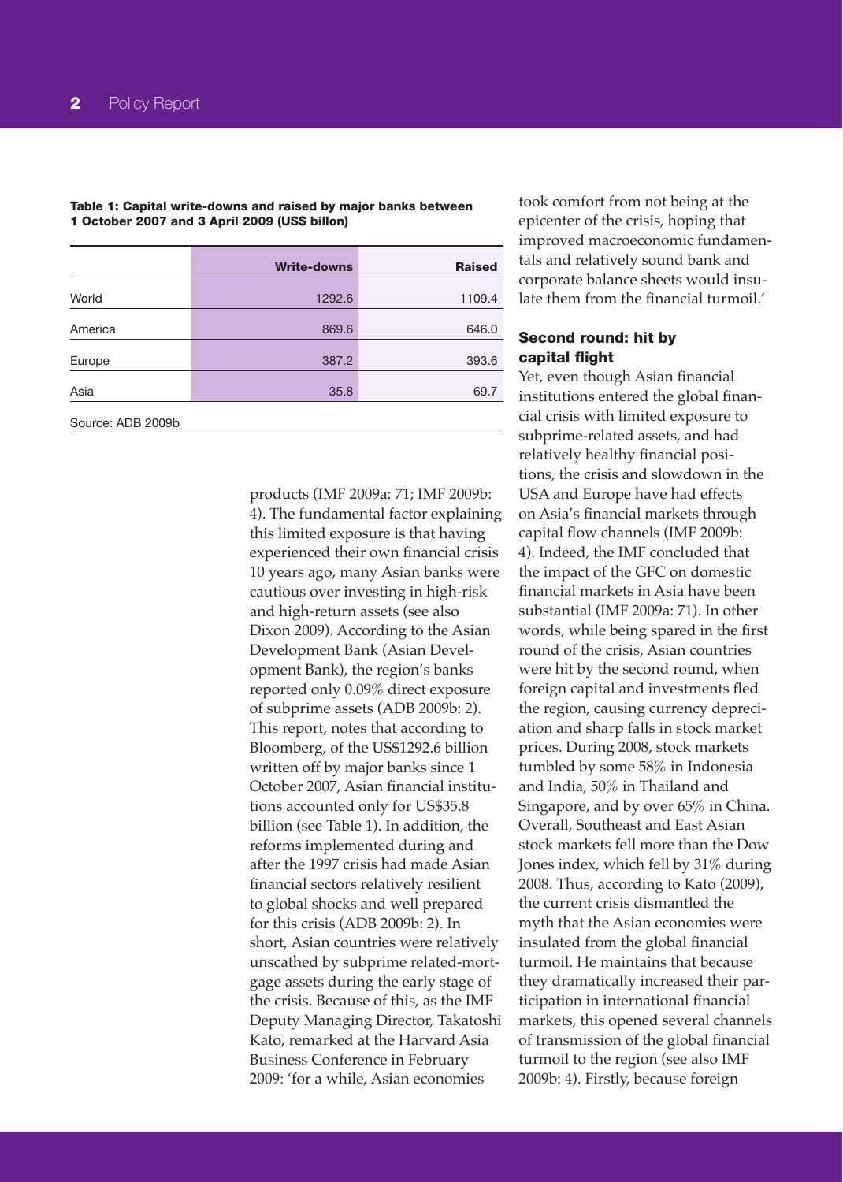**Table 1: Capital write-downs and raised by major banks between 1 October 2007 and 3 April 2009 (US$ billon)**

| | Write-downs | Raised |
|---|---|---|
| World | 1292.6 | 1109.4 |
| America | 869.6 | 646.0 |
| Europe | 387.2 | 393.6 |
| Asia | 35.8 | 69.7 |

Source: ADB 2009b

products (IMF 2009a: 71; IMF 2009b: 4). The fundamental factor explaining this limited exposure is that having experienced their own financial crisis 10 years ago, many Asian banks were cautious over investing in high-risk and high-return assets (see also Dixon 2009). According to the Asian Development Bank (Asian Development Bank), the region's banks reported only 0.09% direct exposure of subprime assets (ADB 2009b: 2). This report, notes that according to Bloomberg, of the US$1292.6 billion written off by major banks since 1 October 2007, Asian financial institutions accounted only for US$35.8 billion (see Table 1). In addition, the reforms implemented during and after the 1997 crisis had made Asian financial sectors relatively resilient to global shocks and well prepared for this crisis (ADB 2009b: 2). In short, Asian countries were relatively unscathed by subprime related-mortgage assets during the early stage of the crisis. Because of this, as the IMF Deputy Managing Director, Takatoshi Kato, remarked at the Harvard Asia Business Conference in February 2009: 'for a while, Asian economies took comfort from not being at the epicenter of the crisis, hoping that improved macroeconomic fundamentals and relatively sound bank and corporate balance sheets would insulate them from the financial turmoil.'

## Second round: hit by capital flight

Yet, even though Asian financial institutions entered the global financial crisis with limited exposure to subprime-related assets, and had relatively healthy financial positions, the crisis and slowdown in the USA and Europe have had effects on Asia's financial markets through capital flow channels (IMF 2009b: 4). Indeed, the IMF concluded that the impact of the GFC on domestic financial markets in Asia have been substantial (IMF 2009a: 71). In other words, while being spared in the first round of the crisis, Asian countries were hit by the second round, when foreign capital and investments fled the region, causing currency depreciation and sharp falls in stock market prices. During 2008, stock markets tumbled by some 58% in Indonesia and India, 50% in Thailand and Singapore, and by over 65% in China. Overall, Southeast and East Asian stock markets fell more than the Dow Jones index, which fell by 31% during 2008. Thus, according to Kato (2009), the current crisis dismantled the myth that the Asian economies were insulated from the global financial turmoil. He maintains that because they dramatically increased their participation in international financial markets, this opened several channels of transmission of the global financial turmoil to the region (see also IMF 2009b: 4). Firstly, because foreign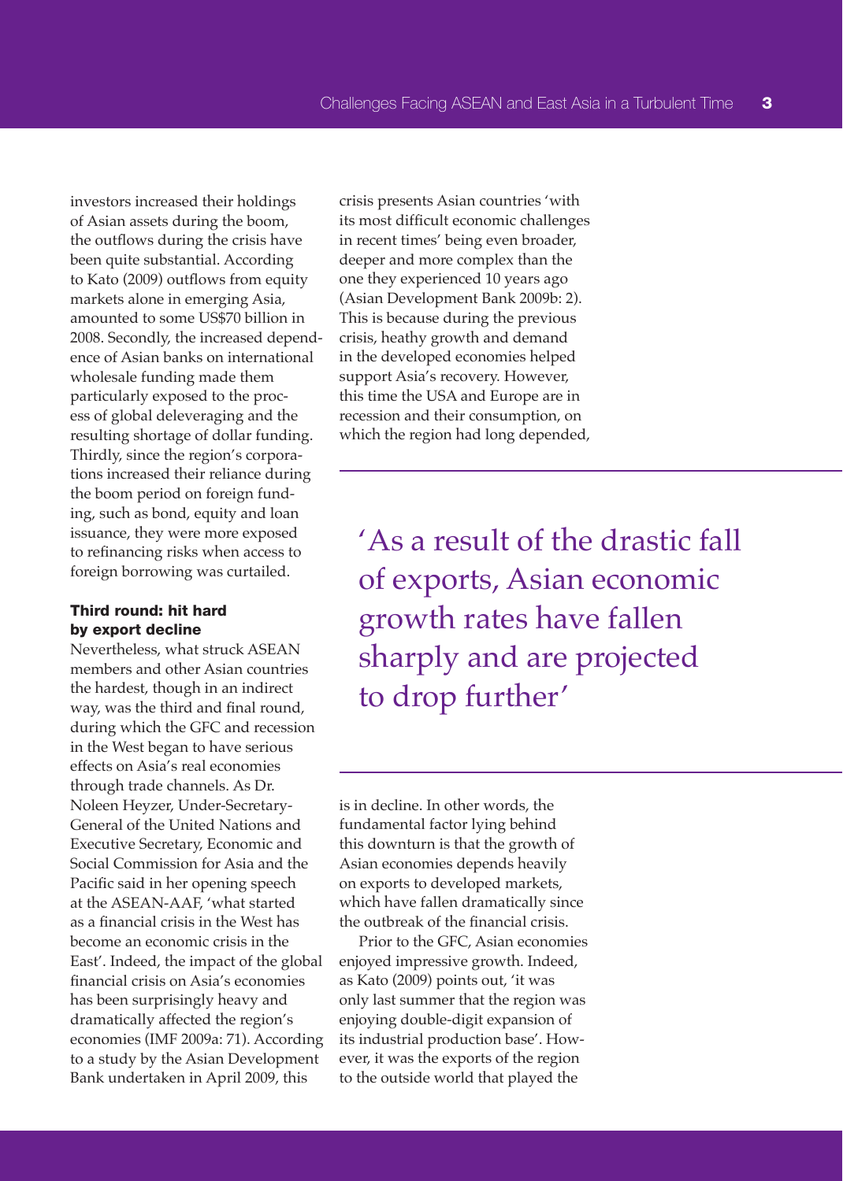investors increased their holdings of Asian assets during the boom, the outflows during the crisis have been quite substantial. According to Kato (2009) outflows from equity markets alone in emerging Asia, amounted to some US$70 billion in 2008. Secondly, the increased dependence of Asian banks on international wholesale funding made them particularly exposed to the process of global deleveraging and the resulting shortage of dollar funding. Thirdly, since the region's corporations increased their reliance during the boom period on foreign funding, such as bond, equity and loan issuance, they were more exposed to refinancing risks when access to foreign borrowing was curtailed.

#### Third round: hit hard by export decline

Nevertheless, what struck ASEAN members and other Asian countries the hardest, though in an indirect way, was the third and final round, during which the GFC and recession in the West began to have serious effects on Asia's real economies through trade channels. As Dr. Noleen Heyzer, Under-Secretary-General of the United Nations and Executive Secretary, Economic and Social Commission for Asia and the Pacific said in her opening speech at the ASEAN-AAF, 'what started as a financial crisis in the West has become an economic crisis in the East'. Indeed, the impact of the global financial crisis on Asia's economies has been surprisingly heavy and dramatically affected the region's economies (IMF 2009a: 71). According to a study by the Asian Development Bank undertaken in April 2009, this crisis presents Asian countries 'with its most difficult economic challenges in recent times' being even broader, deeper and more complex than the one they experienced 10 years ago (Asian Development Bank 2009b: 2). This is because during the previous crisis, heathy growth and demand in the developed economies helped support Asia's recovery. However, this time the USA and Europe are in recession and their consumption, on which the region had long depended, is in decline. In other words, the fundamental factor lying behind this downturn is that the growth of Asian economies depends heavily on exports to developed markets, which have fallen dramatically since the outbreak of the financial crisis.

> 'As a result of the drastic fall of exports, Asian economic growth rates have fallen sharply and are projected to drop further'

Prior to the GFC, Asian economies enjoyed impressive growth. Indeed, as Kato (2009) points out, 'it was only last summer that the region was enjoying double-digit expansion of its industrial production base'. However, it was the exports of the region to the outside world that played the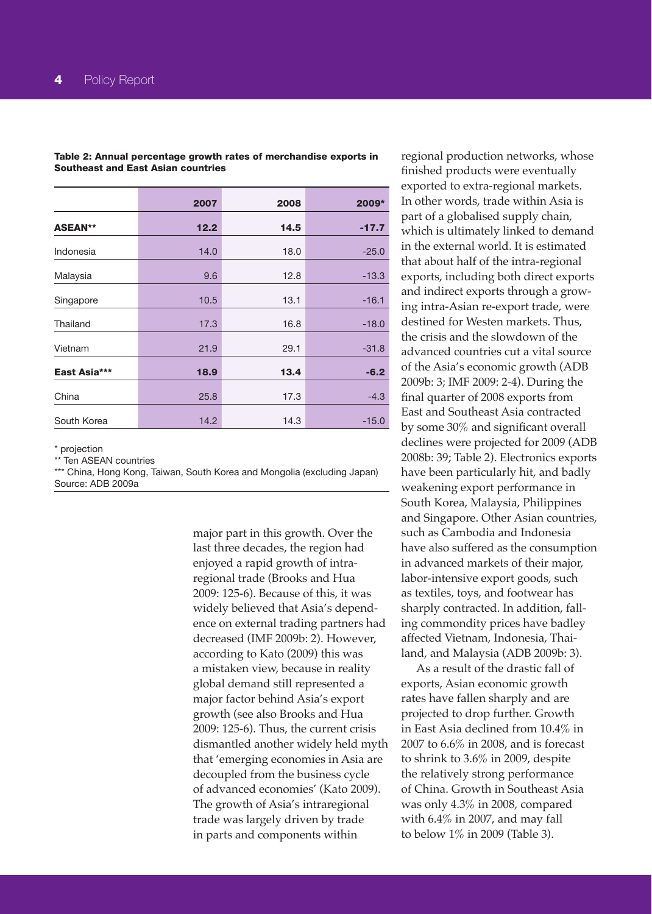**Table 2: Annual percentage growth rates of merchandise exports in Southeast and East Asian countries**

| | 2007 | 2008 | 2009* |
|---|---|---|---|
| **ASEAN**** | **12.2** | **14.5** | **-17.7** |
| Indonesia | 14.0 | 18.0 | -25.0 |
| Malaysia | 9.6 | 12.8 | -13.3 |
| Singapore | 10.5 | 13.1 | -16.1 |
| Thailand | 17.3 | 16.8 | -18.0 |
| Vietnam | 21.9 | 29.1 | -31.8 |
| **East Asia***** | **18.9** | **13.4** | **-6.2** |
| China | 25.8 | 17.3 | -4.3 |
| South Korea | 14.2 | 14.3 | -15.0 |

\* projection
** Ten ASEAN countries
*** China, Hong Kong, Taiwan, South Korea and Mongolia (excluding Japan)
Source: ADB 2009a

major part in this growth. Over the last three decades, the region had enjoyed a rapid growth of intra-regional trade (Brooks and Hua 2009: 125-6). Because of this, it was widely believed that Asia's dependence on external trading partners had decreased (IMF 2009b: 2). However, according to Kato (2009) this was a mistaken view, because in reality global demand still represented a major factor behind Asia's export growth (see also Brooks and Hua 2009: 125-6). Thus, the current crisis dismantled another widely held myth that 'emerging economies in Asia are decoupled from the business cycle of advanced economies' (Kato 2009). The growth of Asia's intraregional trade was largely driven by trade in parts and components within regional production networks, whose finished products were eventually exported to extra-regional markets. In other words, trade within Asia is part of a globalised supply chain, which is ultimately linked to demand in the external world. It is estimated that about half of the intra-regional exports, including both direct exports and indirect exports through a growing intra-Asian re-export trade, were destined for Westen markets. Thus, the crisis and the slowdown of the advanced countries cut a vital source of the Asia's economic growth (ADB 2009b: 3; IMF 2009: 2-4). During the final quarter of 2008 exports from East and Southeast Asia contracted by some 30% and significant overall declines were projected for 2009 (ADB 2008b: 39; Table 2). Electronics exports have been particularly hit, and badly weakening export performance in South Korea, Malaysia, Philippines and Singapore. Other Asian countries, such as Cambodia and Indonesia have also suffered as the consumption in advanced markets of their major, labor-intensive export goods, such as textiles, toys, and footwear has sharply contracted. In addition, falling commondity prices have badley affected Vietnam, Indonesia, Thailand, and Malaysia (ADB 2009b: 3).

As a result of the drastic fall of exports, Asian economic growth rates have fallen sharply and are projected to drop further. Growth in East Asia declined from 10.4% in 2007 to 6.6% in 2008, and is forecast to shrink to 3.6% in 2009, despite the relatively strong performance of China. Growth in Southeast Asia was only 4.3% in 2008, compared with 6.4% in 2007, and may fall to below 1% in 2009 (Table 3).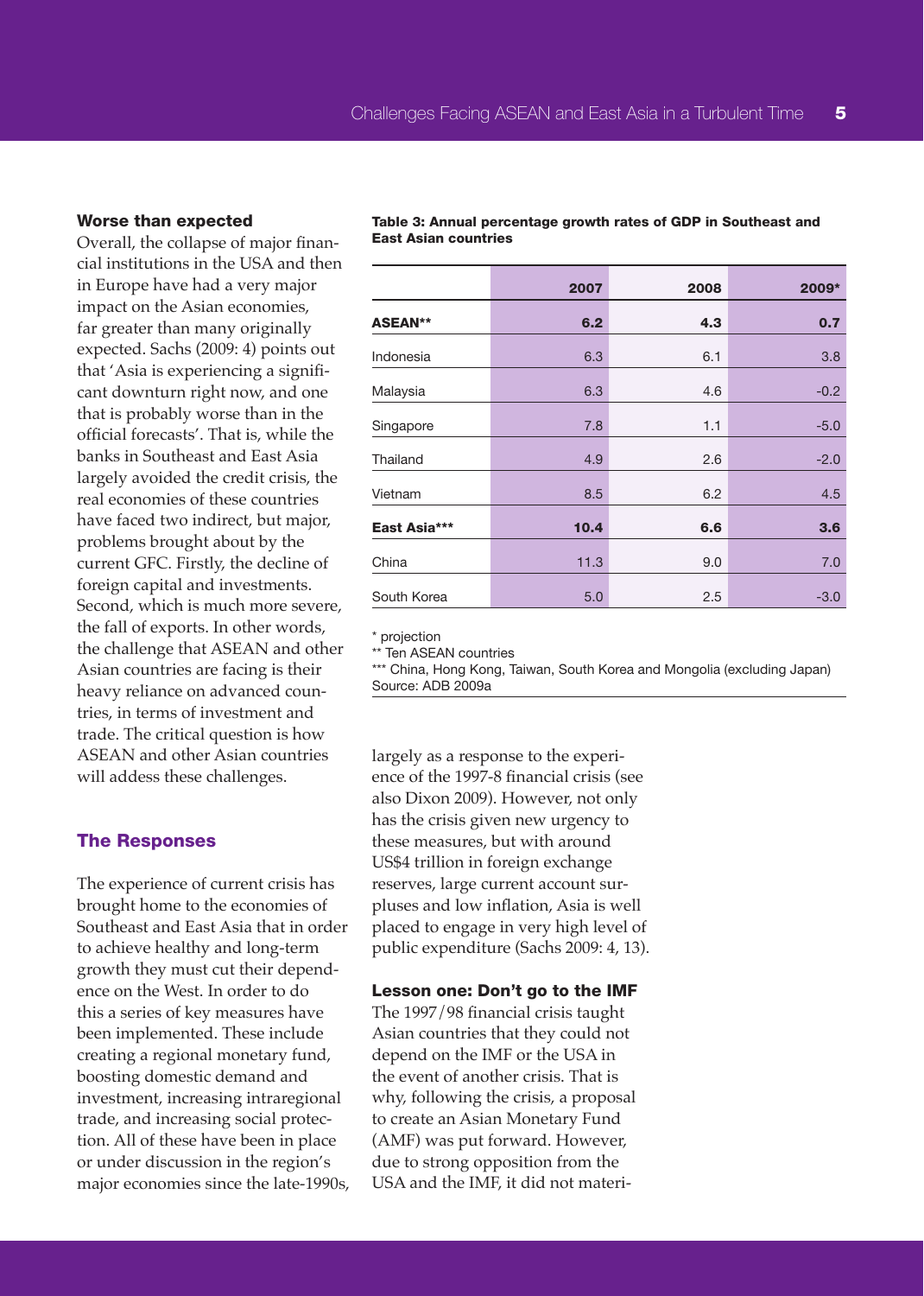### Worse than expected

Overall, the collapse of major financial institutions in the USA and then in Europe have had a very major impact on the Asian economies, far greater than many originally expected. Sachs (2009: 4) points out that 'Asia is experiencing a significant downturn right now, and one that is probably worse than in the official forecasts'. That is, while the banks in Southeast and East Asia largely avoided the credit crisis, the real economies of these countries have faced two indirect, but major, problems brought about by the current GFC. Firstly, the decline of foreign capital and investments. Second, which is much more severe, the fall of exports. In other words, the challenge that ASEAN and other Asian countries are facing is their heavy reliance on advanced countries, in terms of investment and trade. The critical question is how ASEAN and other Asian countries will address these challenges.

**Table 3: Annual percentage growth rates of GDP in Southeast and East Asian countries**

| | 2007 | 2008 | 2009* |
|---|---|---|---|
| **ASEAN**** | **6.2** | **4.3** | **0.7** |
| Indonesia | 6.3 | 6.1 | 3.8 |
| Malaysia | 6.3 | 4.6 | -0.2 |
| Singapore | 7.8 | 1.1 | -5.0 |
| Thailand | 4.9 | 2.6 | -2.0 |
| Vietnam | 8.5 | 6.2 | 4.5 |
| **East Asia***** | **10.4** | **6.6** | **3.6** |
| China | 11.3 | 9.0 | 7.0 |
| South Korea | 5.0 | 2.5 | -3.0 |

\* projection
** Ten ASEAN countries
*** China, Hong Kong, Taiwan, South Korea and Mongolia (excluding Japan)
Source: ADB 2009a

## The Responses

The experience of current crisis has brought home to the economies of Southeast and East Asia that in order to achieve healthy and long-term growth they must cut their dependence on the West. In order to do this a series of key measures have been implemented. These include creating a regional monetary fund, boosting domestic demand and investment, increasing intraregional trade, and increasing social protection. All of these have been in place or under discussion in the region's major economies since the late-1990s, largely as a response to the experience of the 1997-8 financial crisis (see also Dixon 2009). However, not only has the crisis given new urgency to these measures, but with around US$4 trillion in foreign exchange reserves, large current account surpluses and low inflation, Asia is well placed to engage in very high level of public expenditure (Sachs 2009: 4, 13).

### Lesson one: Don't go to the IMF

The 1997/98 financial crisis taught Asian countries that they could not depend on the IMF or the USA in the event of another crisis. That is why, following the crisis, a proposal to create an Asian Monetary Fund (AMF) was put forward. However, due to strong opposition from the USA and the IMF, it did not materi-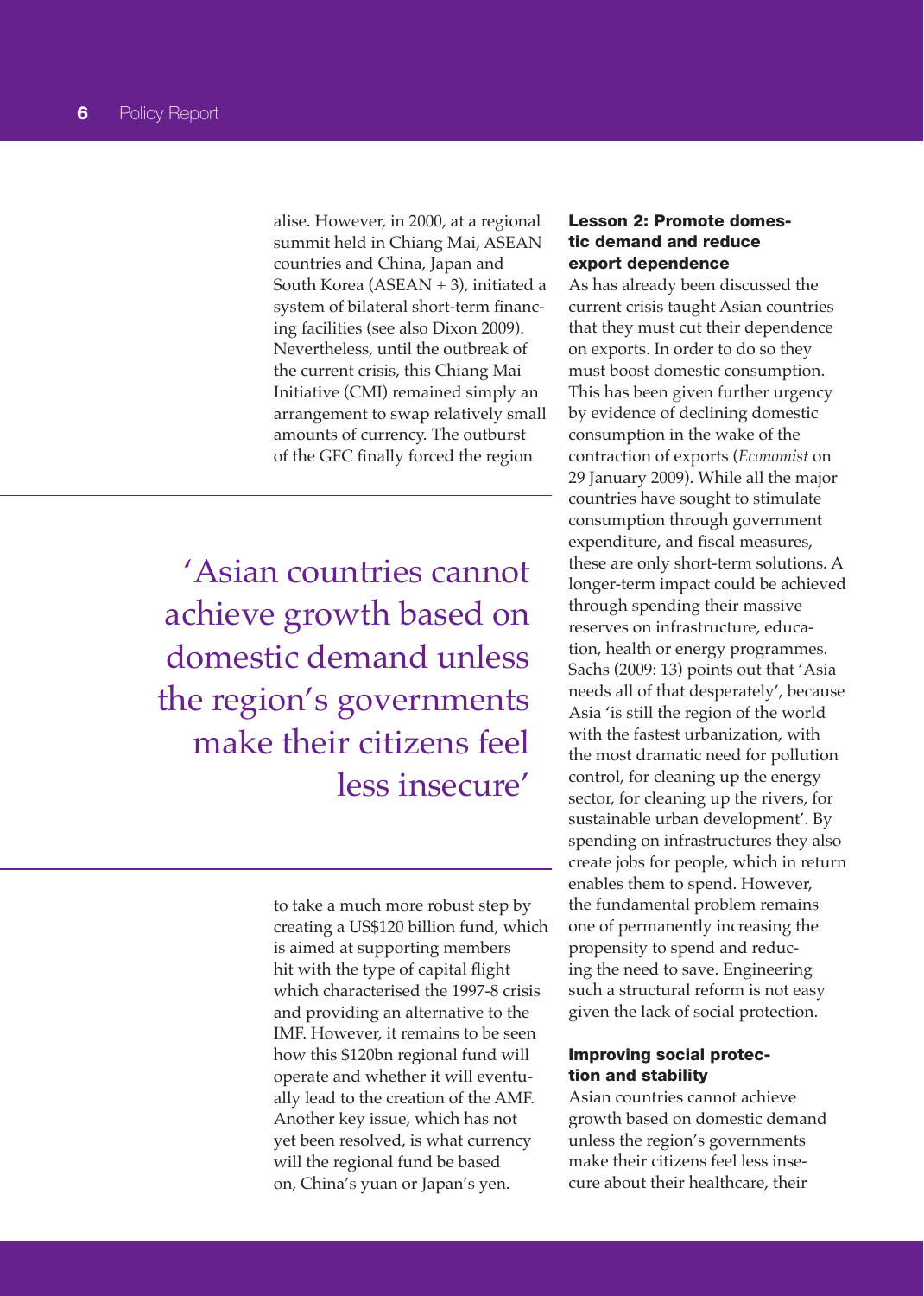alise. However, in 2000, at a regional summit held in Chiang Mai, ASEAN countries and China, Japan and South Korea (ASEAN + 3), initiated a system of bilateral short-term financing facilities (see also Dixon 2009). Nevertheless, until the outbreak of the current crisis, this Chiang Mai Initiative (CMI) remained simply an arrangement to swap relatively small amounts of currency. The outburst of the GFC finally forced the region to take a much more robust step by creating a US$120 billion fund, which is aimed at supporting members hit with the type of capital flight which characterised the 1997-8 crisis and providing an alternative to the IMF. However, it remains to be seen how this $120bn regional fund will operate and whether it will eventually lead to the creation of the AMF. Another key issue, which has not yet been resolved, is what currency will the regional fund be based on, China's yuan or Japan's yen.

> 'Asian countries cannot achieve growth based on domestic demand unless the region's governments make their citizens feel less insecure'

### Lesson 2: Promote domestic demand and reduce export dependence

As has already been discussed the current crisis taught Asian countries that they must cut their dependence on exports. In order to do so they must boost domestic consumption. This has been given further urgency by evidence of declining domestic consumption in the wake of the contraction of exports (*Economist* on 29 January 2009). While all the major countries have sought to stimulate consumption through government expenditure, and fiscal measures, these are only short-term solutions. A longer-term impact could be achieved through spending their massive reserves on infrastructure, education, health or energy programmes. Sachs (2009: 13) points out that 'Asia needs all of that desperately', because Asia 'is still the region of the world with the fastest urbanization, with the most dramatic need for pollution control, for cleaning up the energy sector, for cleaning up the rivers, for sustainable urban development'. By spending on infrastructures they also create jobs for people, which in return enables them to spend. However, the fundamental problem remains one of permanently increasing the propensity to spend and reducing the need to save. Engineering such a structural reform is not easy given the lack of social protection.

### Improving social protection and stability

Asian countries cannot achieve growth based on domestic demand unless the region's governments make their citizens feel less insecure about their healthcare, their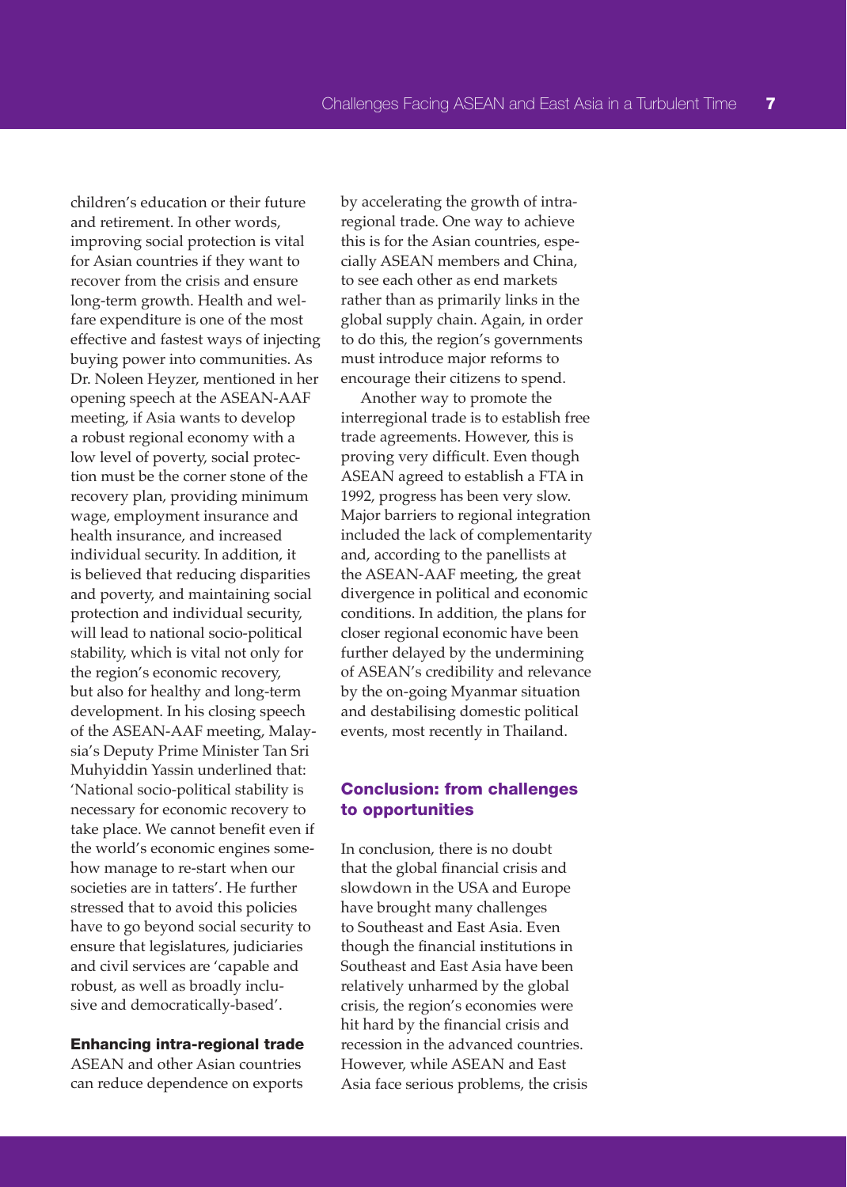children's education or their future and retirement. In other words, improving social protection is vital for Asian countries if they want to recover from the crisis and ensure long-term growth. Health and welfare expenditure is one of the most effective and fastest ways of injecting buying power into communities. As Dr. Noleen Heyzer, mentioned in her opening speech at the ASEAN-AAF meeting, if Asia wants to develop a robust regional economy with a low level of poverty, social protection must be the corner stone of the recovery plan, providing minimum wage, employment insurance and health insurance, and increased individual security. In addition, it is believed that reducing disparities and poverty, and maintaining social protection and individual security, will lead to national socio-political stability, which is vital not only for the region's economic recovery, but also for healthy and long-term development. In his closing speech of the ASEAN-AAF meeting, Malaysia's Deputy Prime Minister Tan Sri Muhyiddin Yassin underlined that: 'National socio-political stability is necessary for economic recovery to take place. We cannot benefit even if the world's economic engines somehow manage to re-start when our societies are in tatters'. He further stressed that to avoid this policies have to go beyond social security to ensure that legislatures, judiciaries and civil services are 'capable and robust, as well as broadly inclusive and democratically-based'.

**Enhancing intra-regional trade**

ASEAN and other Asian countries can reduce dependence on exports by accelerating the growth of intra-regional trade. One way to achieve this is for the Asian countries, especially ASEAN members and China, to see each other as end markets rather than as primarily links in the global supply chain. Again, in order to do this, the region's governments must introduce major reforms to encourage their citizens to spend.

Another way to promote the interregional trade is to establish free trade agreements. However, this is proving very difficult. Even though ASEAN agreed to establish a FTA in 1992, progress has been very slow. Major barriers to regional integration included the lack of complementarity and, according to the panellists at the ASEAN-AAF meeting, the great divergence in political and economic conditions. In addition, the plans for closer regional economic have been further delayed by the undermining of ASEAN's credibility and relevance by the on-going Myanmar situation and destabilising domestic political events, most recently in Thailand.

## Conclusion: from challenges to opportunities

In conclusion, there is no doubt that the global financial crisis and slowdown in the USA and Europe have brought many challenges to Southeast and East Asia. Even though the financial institutions in Southeast and East Asia have been relatively unharmed by the global crisis, the region's economies were hit hard by the financial crisis and recession in the advanced countries. However, while ASEAN and East Asia face serious problems, the crisis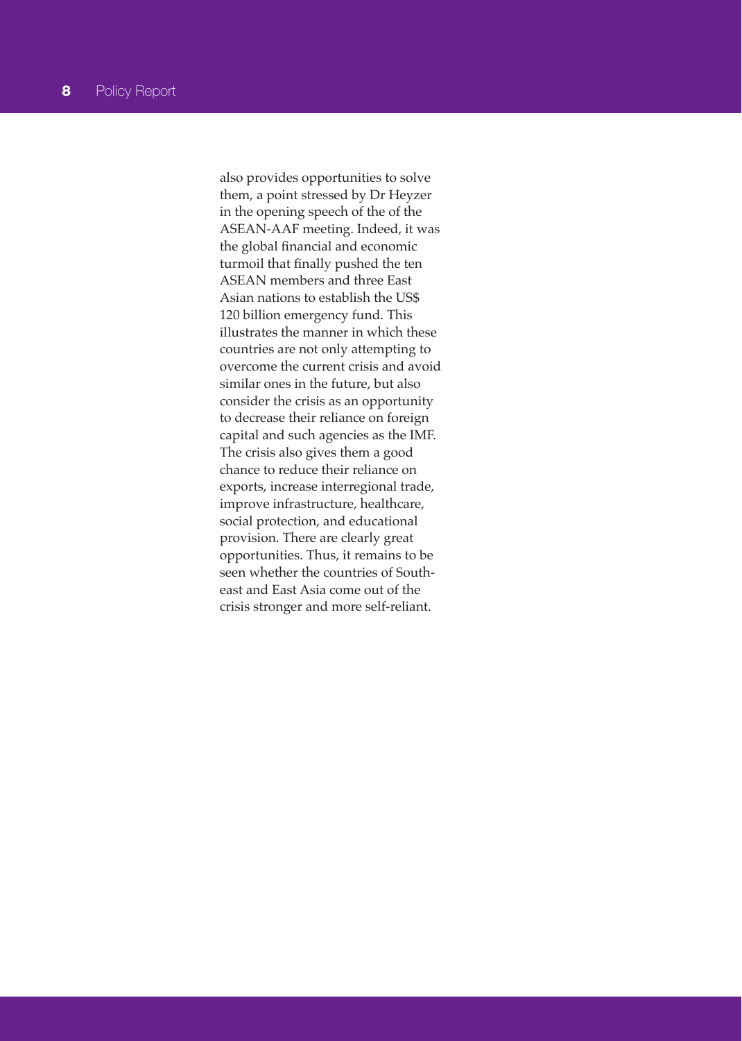also provides opportunities to solve them, a point stressed by Dr Heyzer in the opening speech of the of the ASEAN-AAF meeting. Indeed, it was the global financial and economic turmoil that finally pushed the ten ASEAN members and three East Asian nations to establish the US$ 120 billion emergency fund. This illustrates the manner in which these countries are not only attempting to overcome the current crisis and avoid similar ones in the future, but also consider the crisis as an opportunity to decrease their reliance on foreign capital and such agencies as the IMF. The crisis also gives them a good chance to reduce their reliance on exports, increase interregional trade, improve infrastructure, healthcare, social protection, and educational provision. There are clearly great opportunities. Thus, it remains to be seen whether the countries of South-east and East Asia come out of the crisis stronger and more self-reliant.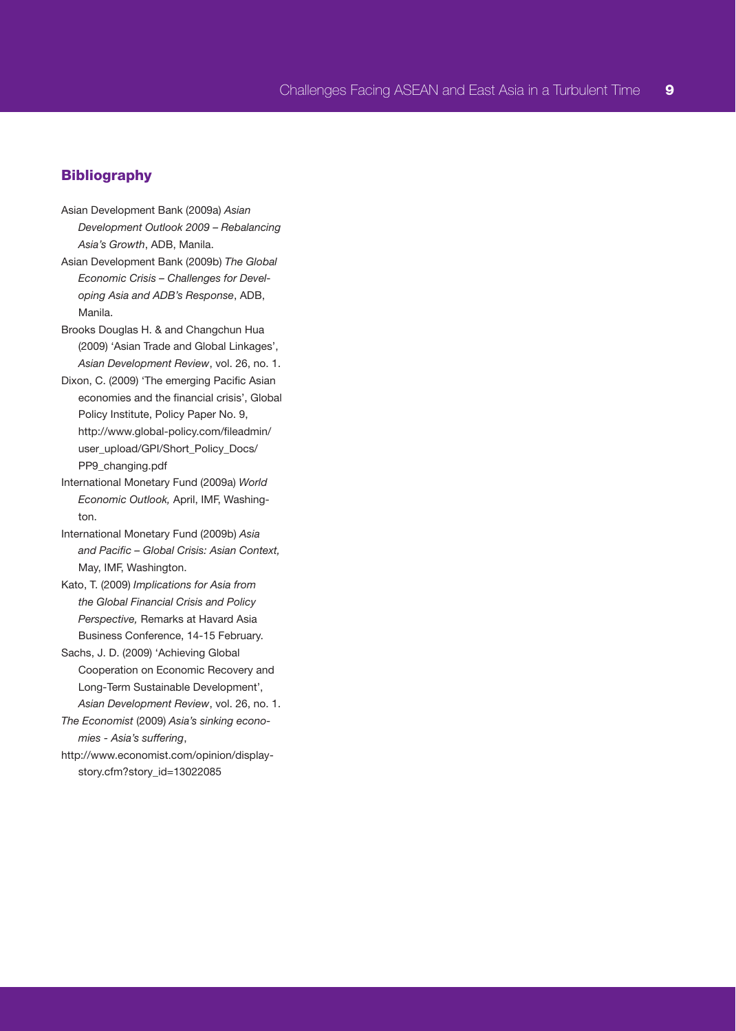## Bibliography

Asian Development Bank (2009a) *Asian Development Outlook 2009 – Rebalancing Asia's Growth*, ADB, Manila.

Asian Development Bank (2009b) *The Global Economic Crisis – Challenges for Developing Asia and ADB's Response*, ADB, Manila.

Brooks Douglas H. & and Changchun Hua (2009) 'Asian Trade and Global Linkages', *Asian Development Review*, vol. 26, no. 1.

Dixon, C. (2009) 'The emerging Pacific Asian economies and the financial crisis', Global Policy Institute, Policy Paper No. 9, http://www.global-policy.com/fileadmin/user_upload/GPI/Short_Policy_Docs/PP9_changing.pdf

International Monetary Fund (2009a) *World Economic Outlook,* April, IMF, Washington.

International Monetary Fund (2009b) *Asia and Pacific – Global Crisis: Asian Context,* May, IMF, Washington.

Kato, T. (2009) *Implications for Asia from the Global Financial Crisis and Policy Perspective,* Remarks at Havard Asia Business Conference, 14-15 February.

Sachs, J. D. (2009) 'Achieving Global Cooperation on Economic Recovery and Long-Term Sustainable Development', *Asian Development Review*, vol. 26, no. 1.

*The Economist* (2009) *Asia's sinking economies - Asia's suffering*, http://www.economist.com/opinion/displaystory.cfm?story_id=13022085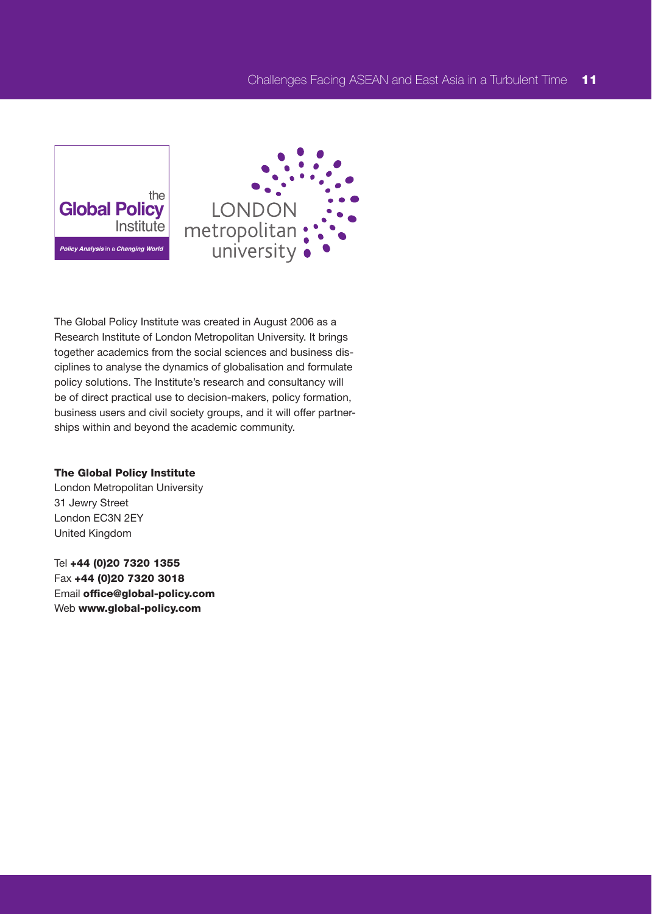The Global Policy Institute was created in August 2006 as a Research Institute of London Metropolitan University. It brings together academics from the social sciences and business disciplines to analyse the dynamics of globalisation and formulate policy solutions. The Institute's research and consultancy will be of direct practical use to decision-makers, policy formation, business users and civil society groups, and it will offer partnerships within and beyond the academic community.

**The Global Policy Institute**
London Metropolitan University
31 Jewry Street
London EC3N 2EY
United Kingdom

Tel **+44 (0)20 7320 1355**
Fax **+44 (0)20 7320 3018**
Email **office@global-policy.com**
Web **www.global-policy.com**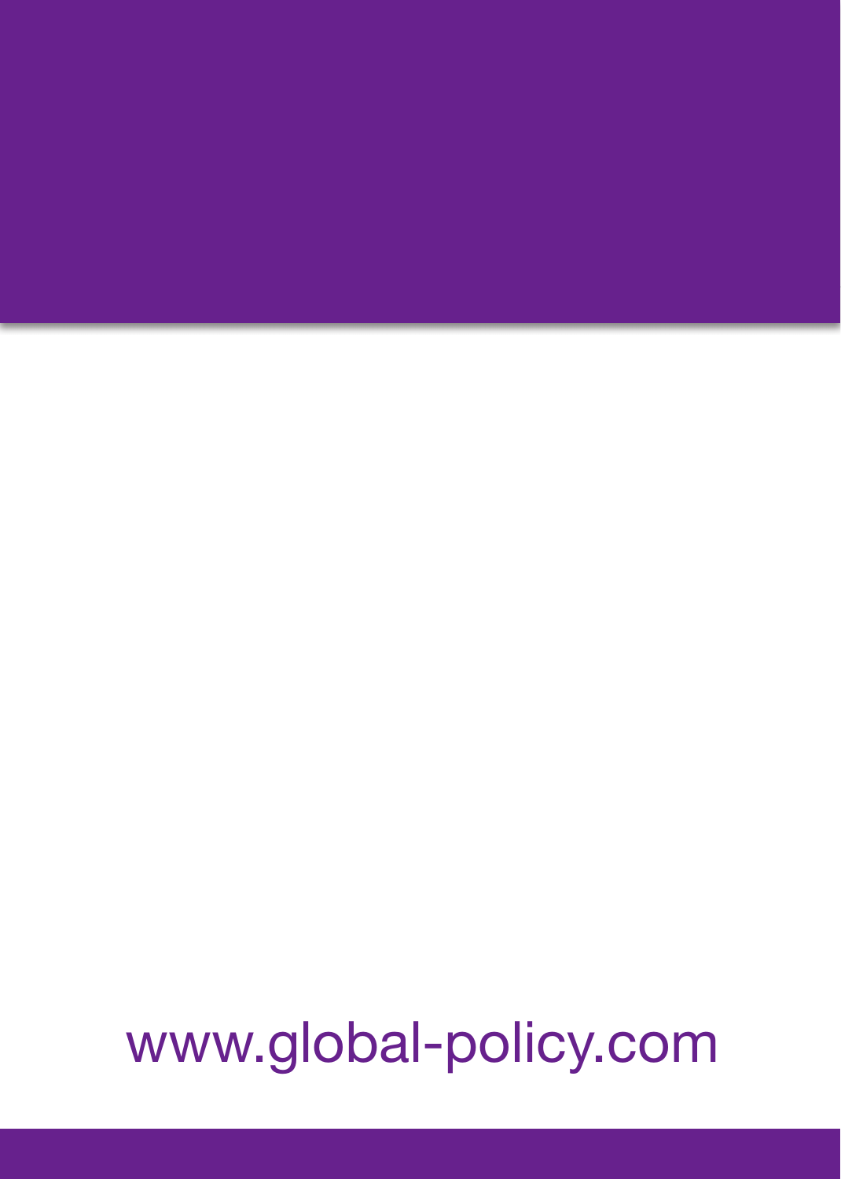www.global-policy.com